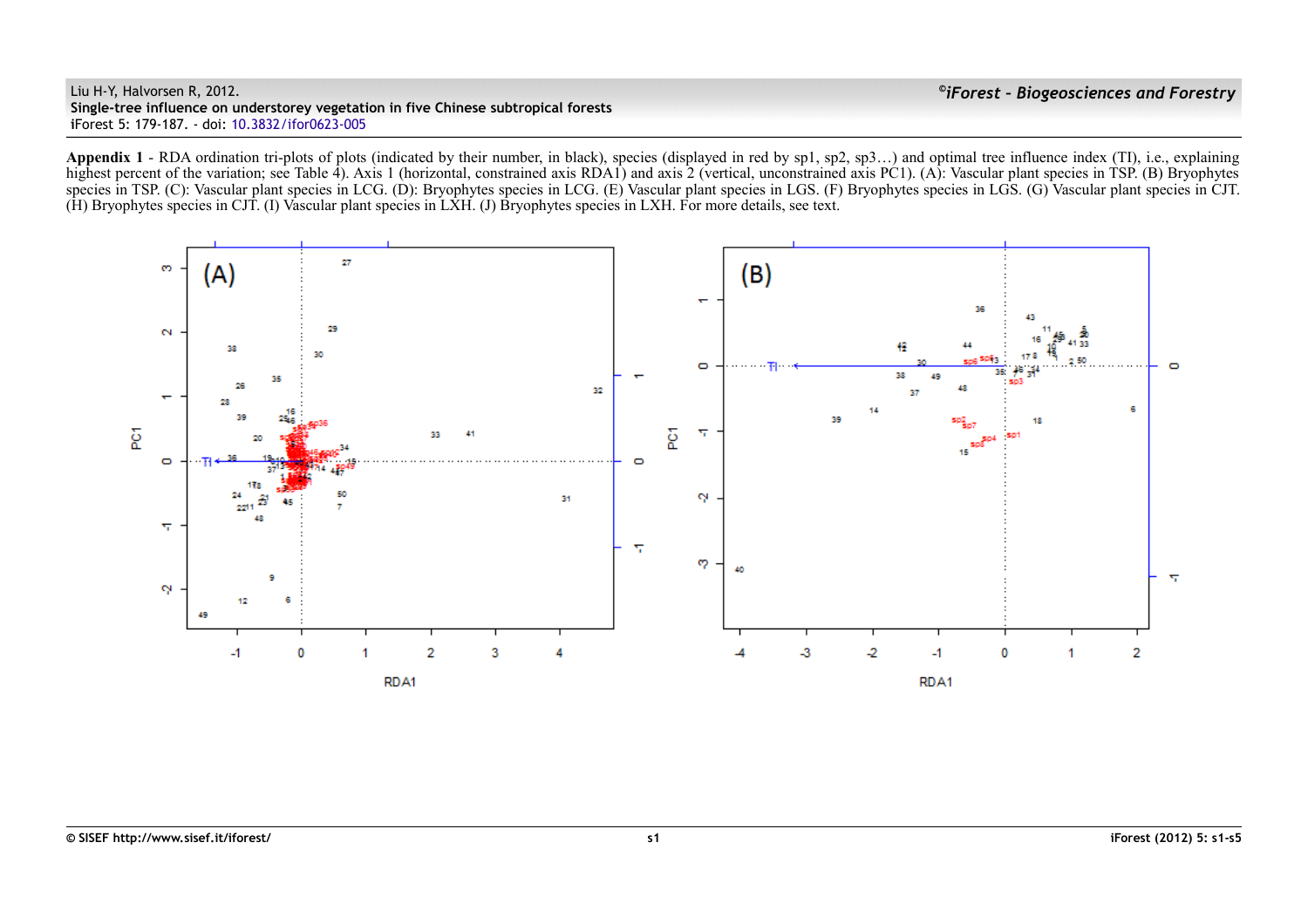**Appendix 1** - RDA ordination tri-plots of plots (indicated by their number, in black), species (displayed in red by sp1, sp2, sp3…) and optimal tree influence index (TI), i.e., explaining highest percent of the variation; see Table 4). Axis 1 (horizontal, constrained axis RDA1) and axis 2 (vertical, unconstrained axis PC1). (A): Vascular plant species in TSP. (B) Bryophytes species in TSP. (C): Vascular plant species in LCG. (D): Bryophytes species in LCG. (E) Vascular plant species in LGS. (F) Bryophytes species in LGS. (G) Vascular plant species in CJT. (H) Bryophytes species in CJT. (I) Vascular plant species in LXH. (J) Bryophytes species in LXH. For more details, see text.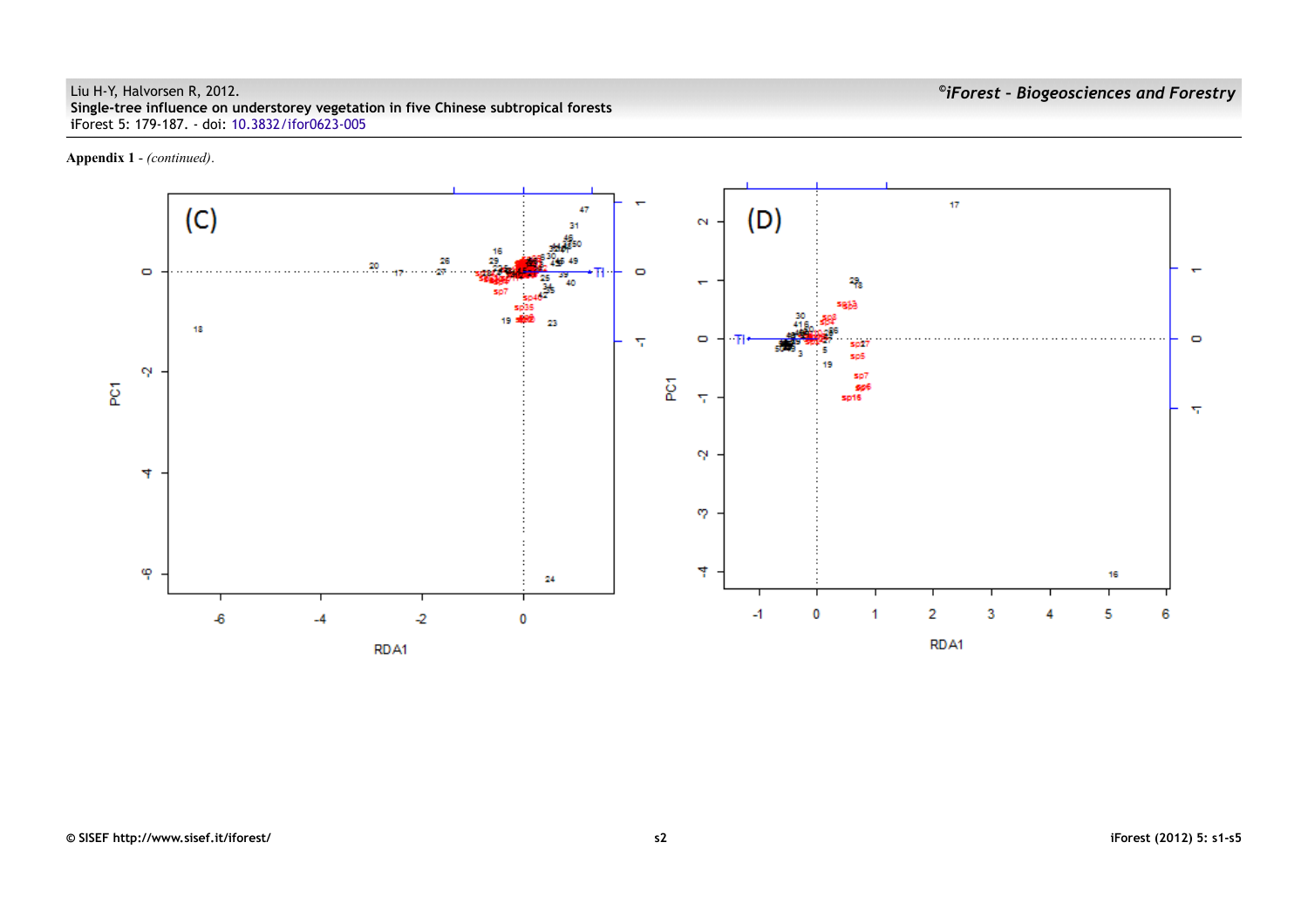**Appendix 1** - *(continued)*.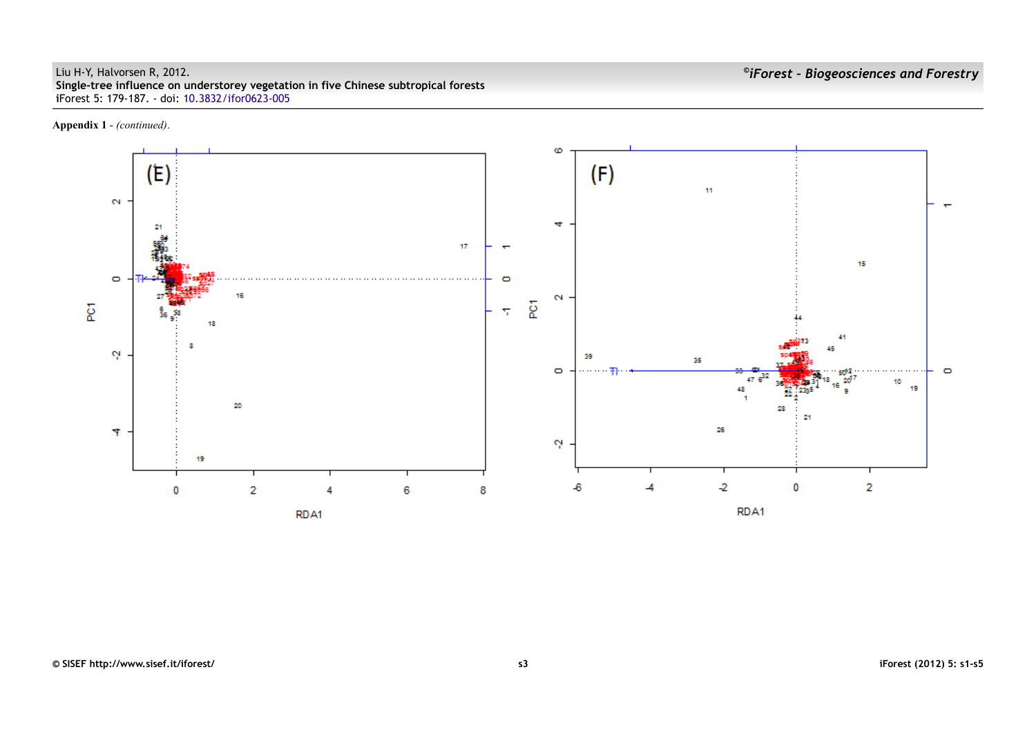**Appendix 1** - *(continued)*.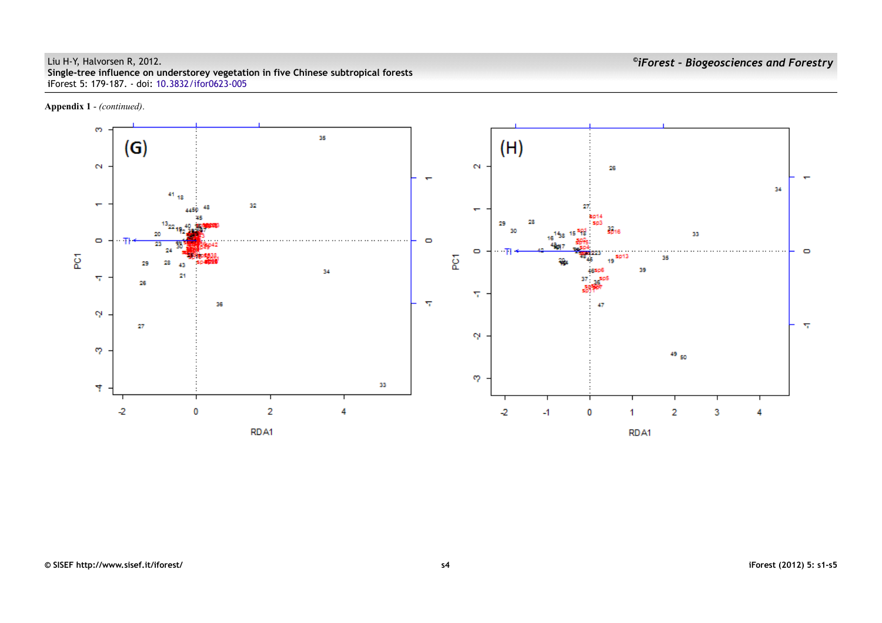**Appendix 1** - *(continued)*.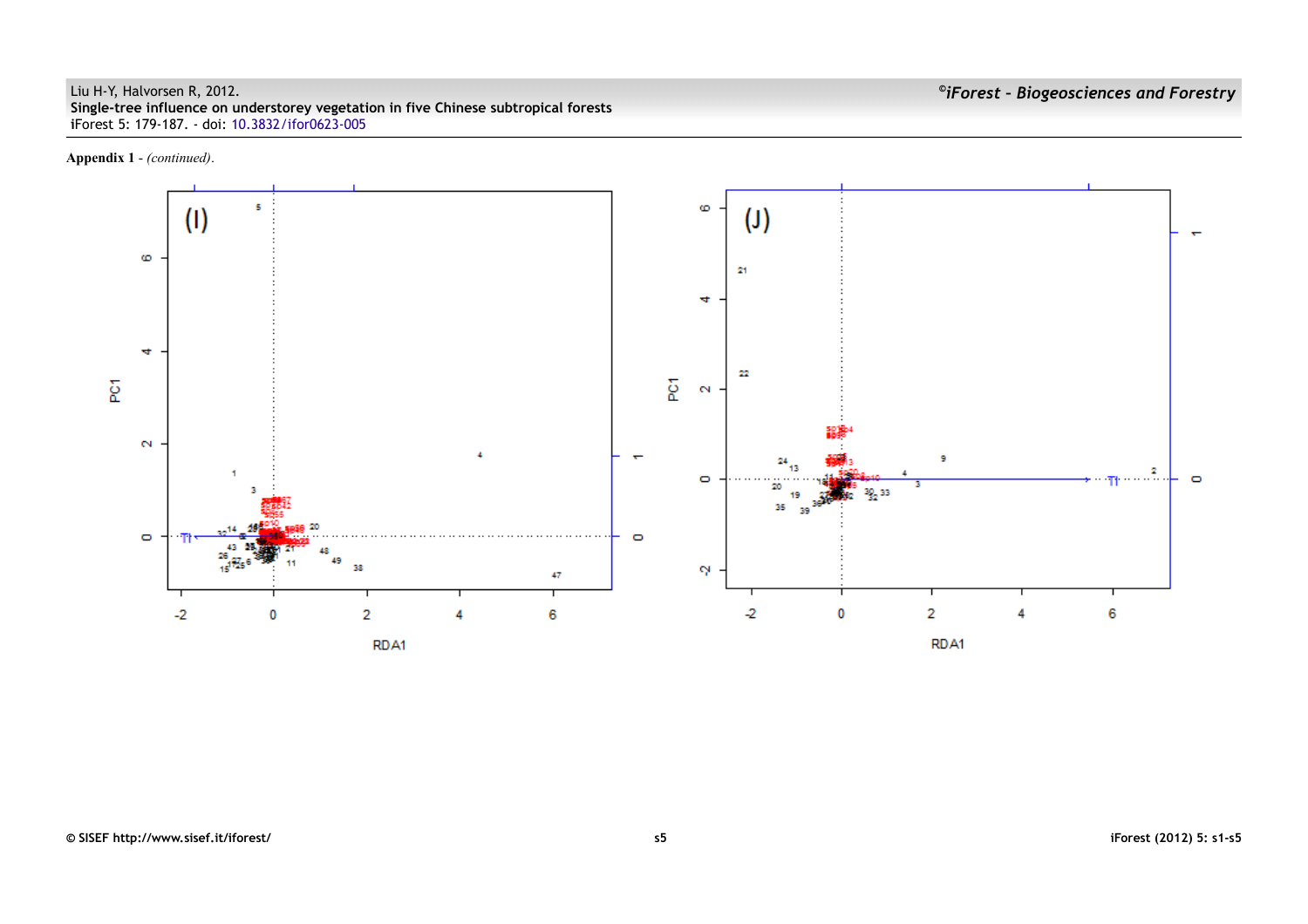**Appendix 1** - *(continued)*.

(I)

PC1

RDA1

-2
0
2
4
6

0
2
4
6

0
1

(J)

PC1

RDA1

-2
0
2
4
6

-2
0
2
4
6

0
1